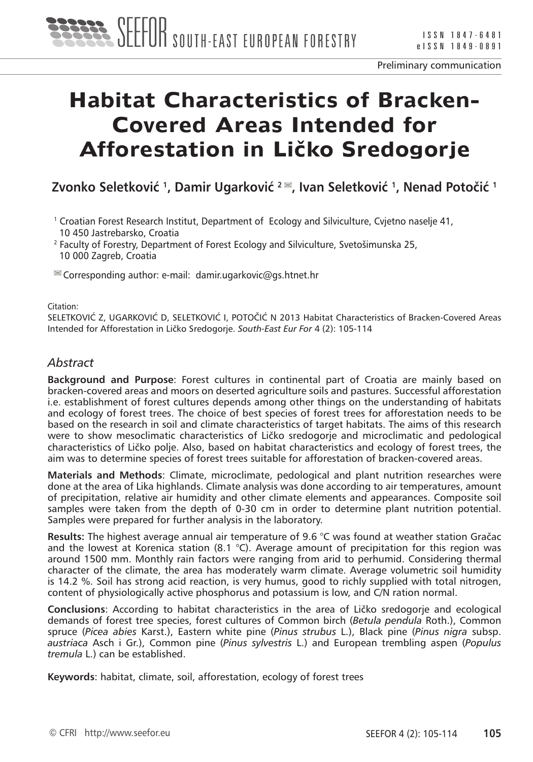Preliminary communication

# Habitat Characteristics of Bracken-Covered Areas Intended for Afforestation in Ličko Sredogorje

**Zvonko Seletković [1], Damir Ugarković [2], Ivan Seletković [1], Nenad Potočić [1]**

[1] Croatian Forest Research Institut, Department of Ecology and Silviculture, Cvjetno naselje 41, 10 450 Jastrebarsko, Croatia
[2] Faculty of Forestry, Department of Forest Ecology and Silviculture, Svetošimunska 25, 10 000 Zagreb, Croatia

Corresponding author: e-mail: damir.ugarkovic@gs.htnet.hr

Citation:
SELETKOVIĆ Z, UGARKOVIĆ D, SELETKOVIĆ I, POTOČIĆ N 2013 Habitat Characteristics of Bracken-Covered Areas Intended for Afforestation in Ličko Sredogorje. *South-East Eur For* 4 (2): 105-114

## *Abstract*

**Background and Purpose**: Forest cultures in continental part of Croatia are mainly based on bracken-covered areas and moors on deserted agriculture soils and pastures. Successful afforestation i.e. establishment of forest cultures depends among other things on the understanding of habitats and ecology of forest trees. The choice of best species of forest trees for afforestation needs to be based on the research in soil and climate characteristics of target habitats. The aims of this research were to show mesoclimatic characteristics of Ličko sredogorje and microclimatic and pedological characteristics of Ličko polje. Also, based on habitat characteristics and ecology of forest trees, the aim was to determine species of forest trees suitable for afforestation of bracken-covered areas.

**Materials and Methods**: Climate, microclimate, pedological and plant nutrition researches were done at the area of Lika highlands. Climate analysis was done according to air temperatures, amount of precipitation, relative air humidity and other climate elements and appearances. Composite soil samples were taken from the depth of 0-30 cm in order to determine plant nutrition potential. Samples were prepared for further analysis in the laboratory.

**Results:** The highest average annual air temperature of 9.6 °C was found at weather station Gračac and the lowest at Korenica station (8.1 °C). Average amount of precipitation for this region was around 1500 mm. Monthly rain factors were ranging from arid to perhumid. Considering thermal character of the climate, the area has moderately warm climate. Average volumetric soil humidity is 14.2 %. Soil has strong acid reaction, is very humus, good to richly supplied with total nitrogen, content of physiologically active phosphorus and potassium is low, and C/N ration normal.

**Conclusions**: According to habitat characteristics in the area of Ličko sredogorje and ecological demands of forest tree species, forest cultures of Common birch (*Betula pendula* Roth.), Common spruce (*Picea abies* Karst.), Eastern white pine (*Pinus strubus* L.), Black pine (*Pinus nigra* subsp. *austriaca* Asch i Gr.), Common pine (*Pinus sylvestris* L.) and European trembling aspen (*Populus tremula* L.) can be established.

**Keywords**: habitat, climate, soil, afforestation, ecology of forest trees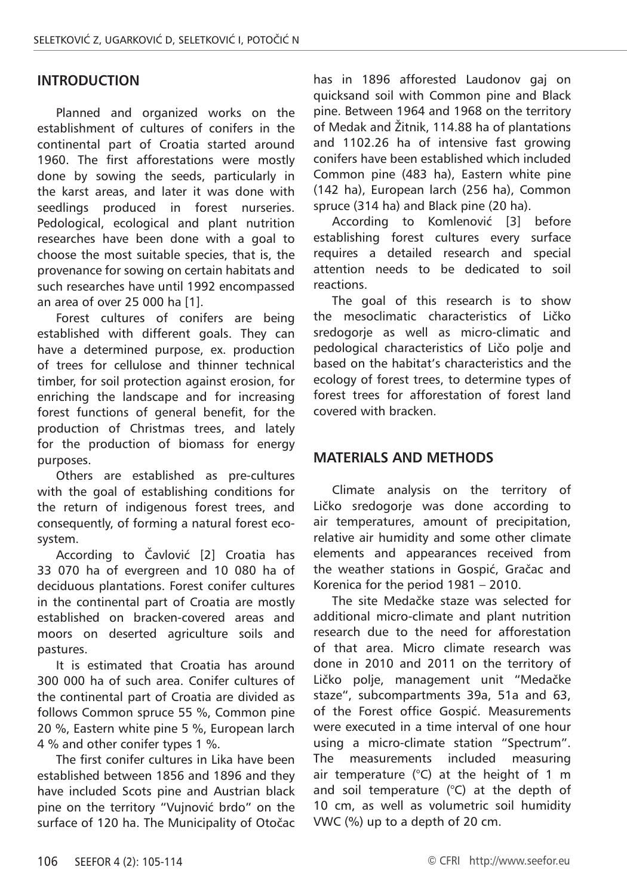## INTRODUCTION

Planned and organized works on the establishment of cultures of conifers in the continental part of Croatia started around 1960. The first afforestations were mostly done by sowing the seeds, particularly in the karst areas, and later it was done with seedlings produced in forest nurseries. Pedological, ecological and plant nutrition researches have been done with a goal to choose the most suitable species, that is, the provenance for sowing on certain habitats and such researches have until 1992 encompassed an area of over 25 000 ha [1].

Forest cultures of conifers are being established with different goals. They can have a determined purpose, ex. production of trees for cellulose and thinner technical timber, for soil protection against erosion, for enriching the landscape and for increasing forest functions of general benefit, for the production of Christmas trees, and lately for the production of biomass for energy purposes.

Others are established as pre-cultures with the goal of establishing conditions for the return of indigenous forest trees, and consequently, of forming a natural forest ecosystem.

According to Čavlović [2] Croatia has 33 070 ha of evergreen and 10 080 ha of deciduous plantations. Forest conifer cultures in the continental part of Croatia are mostly established on bracken-covered areas and moors on deserted agriculture soils and pastures.

It is estimated that Croatia has around 300 000 ha of such area. Conifer cultures of the continental part of Croatia are divided as follows Common spruce 55 %, Common pine 20 %, Eastern white pine 5 %, European larch 4 % and other conifer types 1 %.

The first conifer cultures in Lika have been established between 1856 and 1896 and they have included Scots pine and Austrian black pine on the territory "Vujnović brdo" on the surface of 120 ha. The Municipality of Otočac has in 1896 afforested Laudonov gaj on quicksand soil with Common pine and Black pine. Between 1964 and 1968 on the territory of Medak and Žitnik, 114.88 ha of plantations and 1102.26 ha of intensive fast growing conifers have been established which included Common pine (483 ha), Eastern white pine (142 ha), European larch (256 ha), Common spruce (314 ha) and Black pine (20 ha).

According to Komlenović [3] before establishing forest cultures every surface requires a detailed research and special attention needs to be dedicated to soil reactions.

The goal of this research is to show the mesoclimatic characteristics of Ličko sredogorje as well as micro-climatic and pedological characteristics of Ličo polje and based on the habitat's characteristics and the ecology of forest trees, to determine types of forest trees for afforestation of forest land covered with bracken.

## MATERIALS AND METHODS

Climate analysis on the territory of Ličko sredogorje was done according to air temperatures, amount of precipitation, relative air humidity and some other climate elements and appearances received from the weather stations in Gospić, Gračac and Korenica for the period 1981 – 2010.

The site Medačke staze was selected for additional micro-climate and plant nutrition research due to the need for afforestation of that area. Micro climate research was done in 2010 and 2011 on the territory of Ličko polje, management unit "Medačke staze", subcompartments 39a, 51a and 63, of the Forest office Gospić. Measurements were executed in a time interval of one hour using a micro-climate station "Spectrum". The measurements included measuring air temperature (°C) at the height of 1 m and soil temperature (°C) at the depth of 10 cm, as well as volumetric soil humidity VWC (%) up to a depth of 20 cm.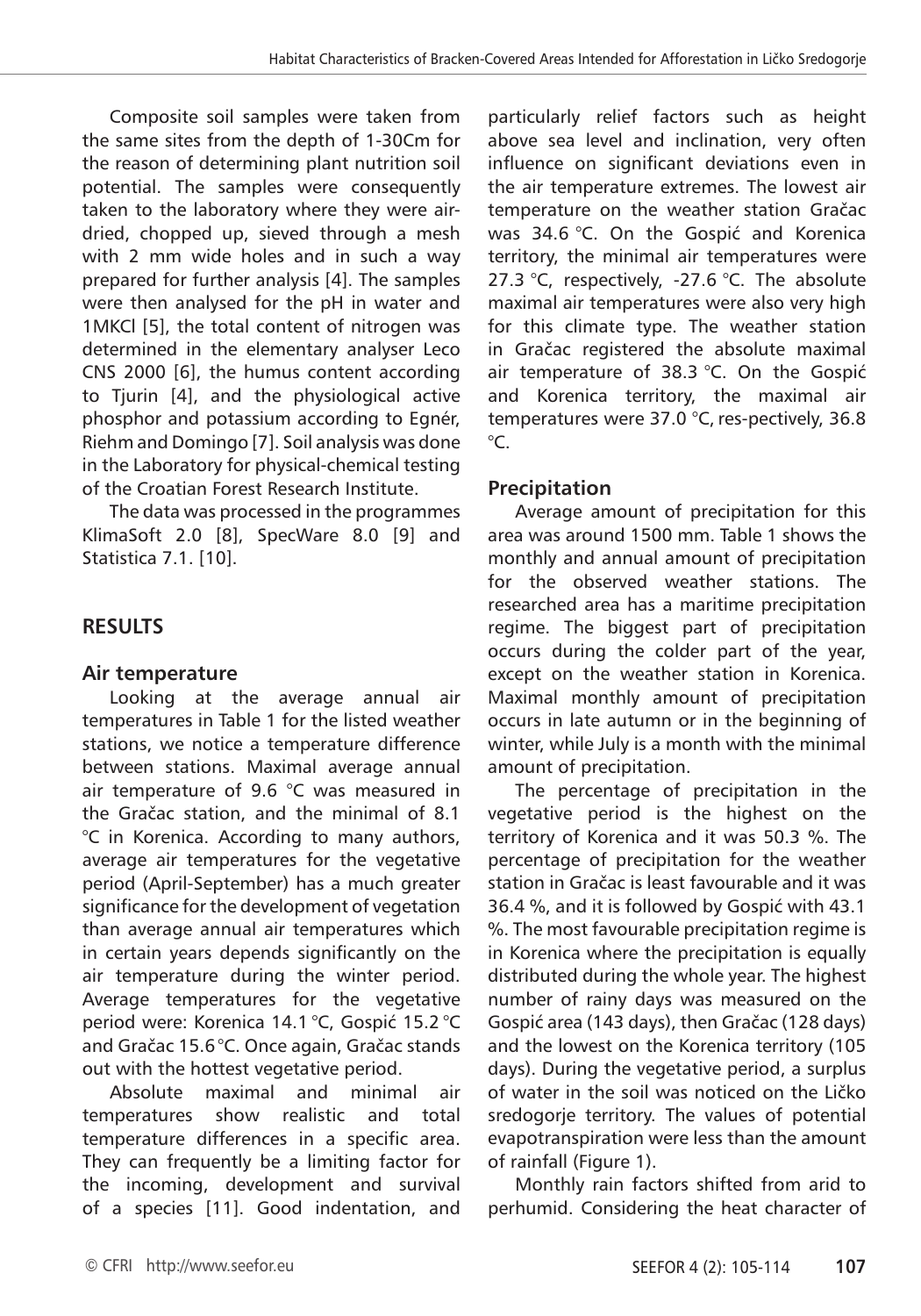Composite soil samples were taken from the same sites from the depth of 1-30Cm for the reason of determining plant nutrition soil potential. The samples were consequently taken to the laboratory where they were air-dried, chopped up, sieved through a mesh with 2 mm wide holes and in such a way prepared for further analysis [4]. The samples were then analysed for the pH in water and 1MKCl [5], the total content of nitrogen was determined in the elementary analyser Leco CNS 2000 [6], the humus content according to Tjurin [4], and the physiological active phosphor and potassium according to Egnér, Riehm and Domingo [7]. Soil analysis was done in the Laboratory for physical-chemical testing of the Croatian Forest Research Institute.

The data was processed in the programmes KlimaSoft 2.0 [8], SpecWare 8.0 [9] and Statistica 7.1. [10].

## RESULTS

### Air temperature

Looking at the average annual air temperatures in Table 1 for the listed weather stations, we notice a temperature difference between stations. Maximal average annual air temperature of 9.6 °C was measured in the Gračac station, and the minimal of 8.1 °C in Korenica. According to many authors, average air temperatures for the vegetative period (April-September) has a much greater significance for the development of vegetation than average annual air temperatures which in certain years depends significantly on the air temperature during the winter period. Average temperatures for the vegetative period were: Korenica 14.1 °C, Gospić 15.2 °C and Gračac 15.6 °C. Once again, Gračac stands out with the hottest vegetative period.

Absolute maximal and minimal air temperatures show realistic and total temperature differences in a specific area. They can frequently be a limiting factor for the incoming, development and survival of a species [11]. Good indentation, and particularly relief factors such as height above sea level and inclination, very often influence on significant deviations even in the air temperature extremes. The lowest air temperature on the weather station Gračac was 34.6 °C. On the Gospić and Korenica territory, the minimal air temperatures were 27.3 °C, respectively, -27.6 °C. The absolute maximal air temperatures were also very high for this climate type. The weather station in Gračac registered the absolute maximal air temperature of 38.3 °C. On the Gospić and Korenica territory, the maximal air temperatures were 37.0 °C, res-pectively, 36.8 °C.

### Precipitation

Average amount of precipitation for this area was around 1500 mm. Table 1 shows the monthly and annual amount of precipitation for the observed weather stations. The researched area has a maritime precipitation regime. The biggest part of precipitation occurs during the colder part of the year, except on the weather station in Korenica. Maximal monthly amount of precipitation occurs in late autumn or in the beginning of winter, while July is a month with the minimal amount of precipitation.

The percentage of precipitation in the vegetative period is the highest on the territory of Korenica and it was 50.3 %. The percentage of precipitation for the weather station in Gračac is least favourable and it was 36.4 %, and it is followed by Gospić with 43.1 %. The most favourable precipitation regime is in Korenica where the precipitation is equally distributed during the whole year. The highest number of rainy days was measured on the Gospić area (143 days), then Gračac (128 days) and the lowest on the Korenica territory (105 days). During the vegetative period, a surplus of water in the soil was noticed on the Ličko sredogorje territory. The values of potential evapotranspiration were less than the amount of rainfall (Figure 1).

Monthly rain factors shifted from arid to perhumid. Considering the heat character of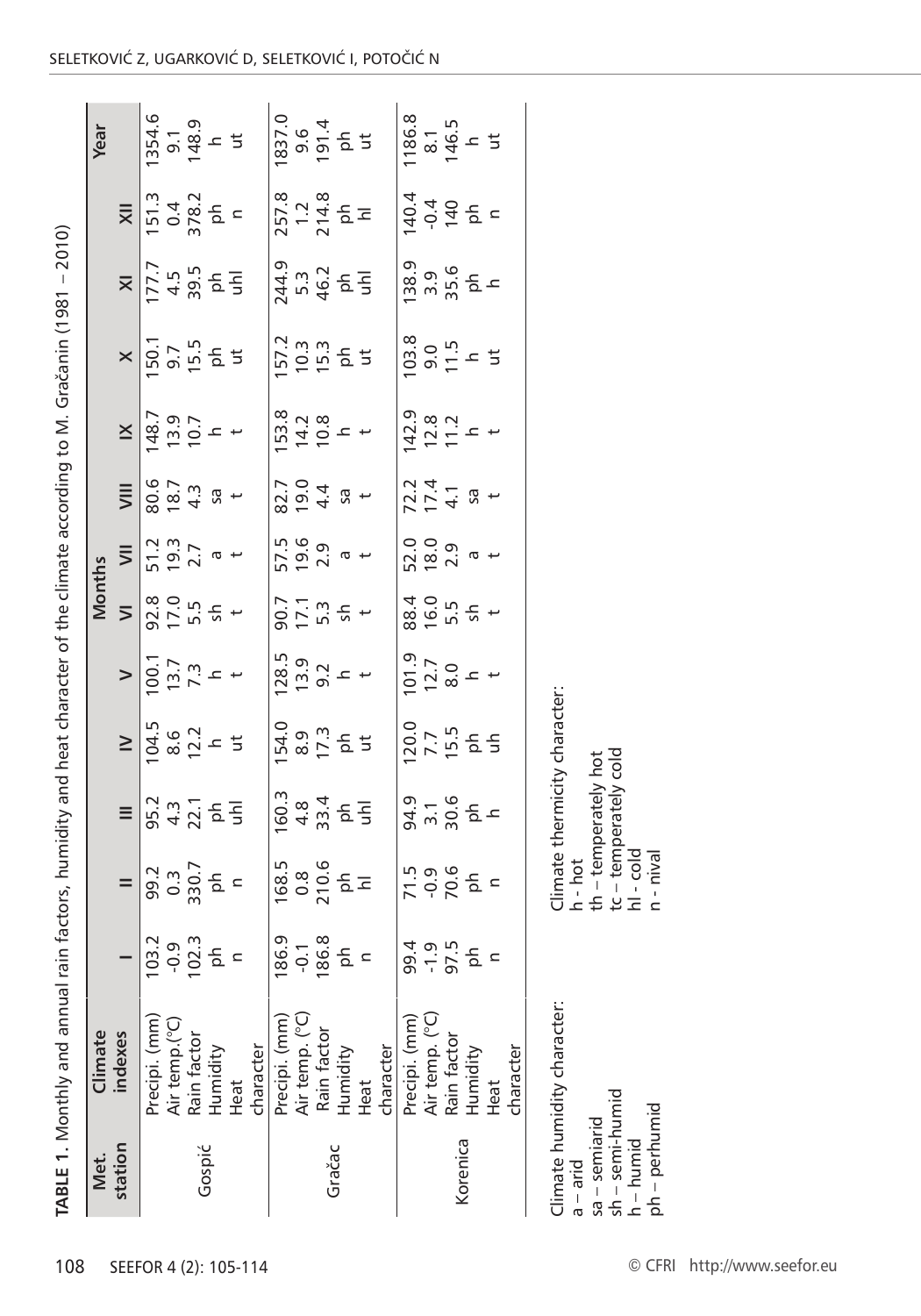**TABLE 1.** Monthly and annual rain factors, humidity and heat character of the climate according to M. Gračanin (1981 – 2010)

| Met. station | Climate indexes | Months | | | | | | | | | | | | Year |
|---|---|---|---|---|---|---|---|---|---|---|---|---|---|---|
| | | I | II | III | IV | V | VI | VII | VIII | IX | X | XI | XII | |
| Gospić | Precipi. (mm) | 103.2 | 99.2 | 95.2 | 104.5 | 100.1 | 92.8 | 51.2 | 80.6 | 148.7 | 150.1 | 177.7 | 151.3 | 1354.6 |
| | Air temp.(°C) | -0.9 | 0.3 | 4.3 | 8.6 | 13.7 | 17.0 | 19.3 | 18.7 | 13.9 | 9.7 | 4.5 | 0.4 | 9.1 |
| | Rain factor | 102.3 | 330.7 | 22.1 | 12.2 | 7.3 | 5.5 | 2.7 | 4.3 | 10.7 | 15.5 | 39.5 | 378.2 | 148.9 |
| | Humidity | ph | ph | ph | h | h | sh | a | sa | h | ph | ph | ph | h |
| | Heat character | n | n | uhl | ut | t | t | t | t | t | ut | uhl | n | ut |
| Gračac | Precipi. (mm) | 186.9 | 168.5 | 160.3 | 154.0 | 128.5 | 90.7 | 57.5 | 82.7 | 153.8 | 157.2 | 244.9 | 257.8 | 1837.0 |
| | Air temp. (°C) | -0.1 | 0.8 | 4.8 | 8.9 | 13.9 | 17.1 | 19.6 | 19.0 | 14.2 | 10.3 | 5.3 | 1.2 | 9.6 |
| | Rain factor | 186.8 | 210.6 | 33.4 | 17.3 | 9.2 | 5.3 | 2.9 | 4.4 | 10.8 | 15.3 | 46.2 | 214.8 | 191.4 |
| | Humidity | ph | ph | ph | ph | h | sh | a | sa | h | ph | ph | ph | ph |
| | Heat character | n | hl | uhl | ut | t | t | t | t | t | ut | uhl | hl | ut |
| Korenica | Precipi. (mm) | 99.4 | 71.5 | 94.9 | 120.0 | 101.9 | 88.4 | 52.0 | 72.2 | 142.9 | 103.8 | 138.9 | 140.4 | 1186.8 |
| | Air temp. (°C) | -1.9 | -0.9 | 3.1 | 7.7 | 12.7 | 16.0 | 18.0 | 17.4 | 12.8 | 9.0 | 3.9 | -0.4 | 8.1 |
| | Rain factor | 97.5 | 70.6 | 30.6 | 15.5 | 8.0 | 5.5 | 2.9 | 4.1 | 11.2 | 11.5 | 35.6 | 140 | 146.5 |
| | Humidity | ph | ph | ph | ph | h | sh | a | sa | h | h | ph | ph | h |
| | Heat character | n | n | h | uh | t | t | t | t | t | ut | h | n | ut |

Climate humidity character:
a – arid
sa – semiarid
sh – semi-humid
h – humid
ph – perhumid

Climate thermicity character:
h - hot
th – temperately hot
tc – temperately cold
hl - cold
n - nival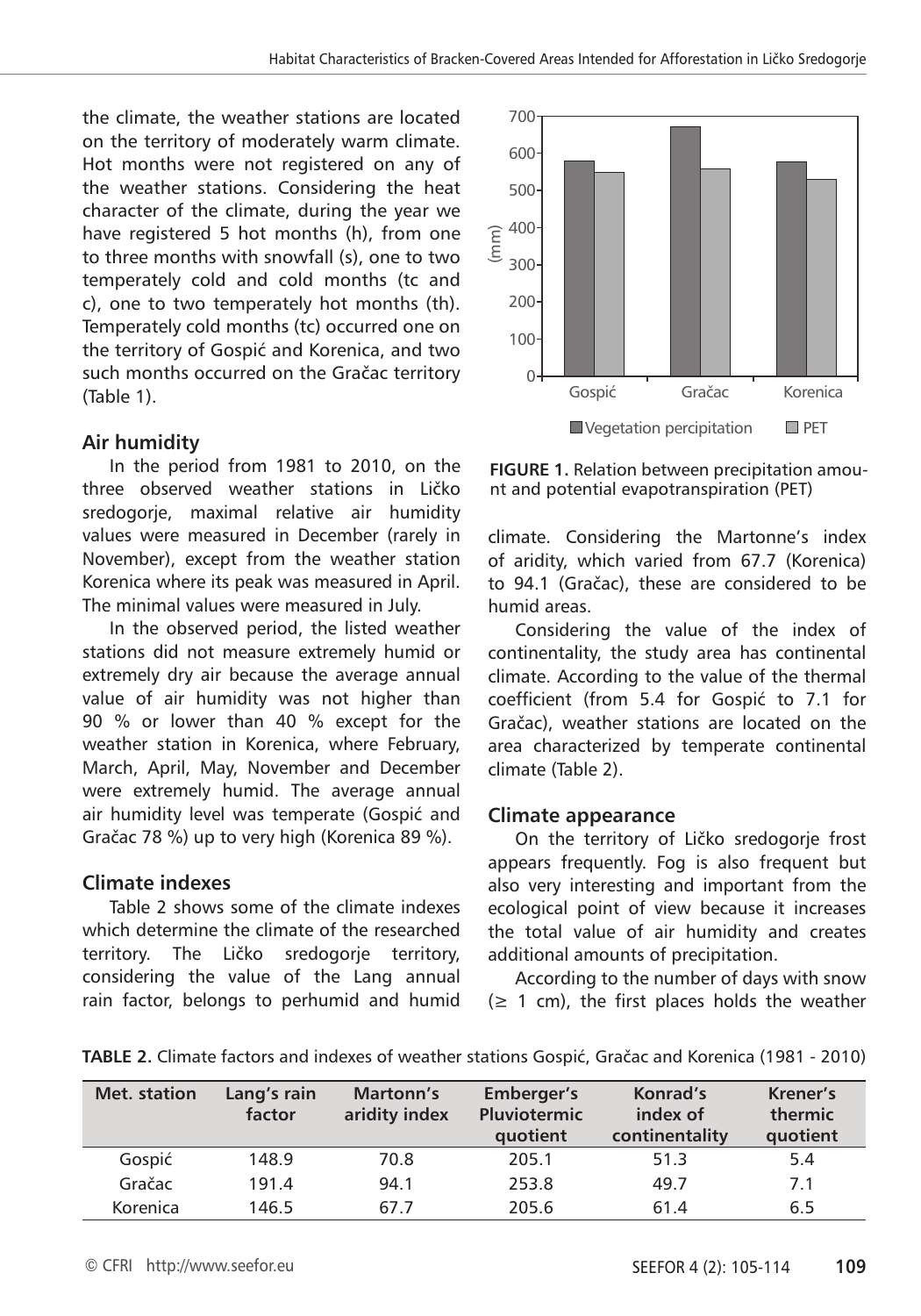the climate, the weather stations are located on the territory of moderately warm climate. Hot months were not registered on any of the weather stations. Considering the heat character of the climate, during the year we have registered 5 hot months (h), from one to three months with snowfall (s), one to two temperately cold and cold months (tc and c), one to two temperately hot months (th). Temperately cold months (tc) occurred one on the territory of Gospić and Korenica, and two such months occurred on the Gračac territory (Table 1).

### Air humidity

In the period from 1981 to 2010, on the three observed weather stations in Ličko sredogorje, maximal relative air humidity values were measured in December (rarely in November), except from the weather station Korenica where its peak was measured in April. The minimal values were measured in July.

In the observed period, the listed weather stations did not measure extremely humid or extremely dry air because the average annual value of air humidity was not higher than 90 % or lower than 40 % except for the weather station in Korenica, where February, March, April, May, November and December were extremely humid. The average annual air humidity level was temperate (Gospić and Gračac 78 %) up to very high (Korenica 89 %).

### Climate indexes

Table 2 shows some of the climate indexes which determine the climate of the researched territory. The Ličko sredogorje territory, considering the value of the Lang annual rain factor, belongs to perhumid and humid climate. Considering the Martonne's index of aridity, which varied from 67.7 (Korenica) to 94.1 (Gračac), these are considered to be humid areas.

Considering the value of the index of continentality, the study area has continental climate. According to the value of the thermal coefficient (from 5.4 for Gospić to 7.1 for Gračac), weather stations are located on the area characterized by temperate continental climate (Table 2).

**FIGURE 1.** Relation between precipitation amount and potential evapotranspiration (PET)

### Climate appearance

On the territory of Ličko sredogorje frost appears frequently. Fog is also frequent but also very interesting and important from the ecological point of view because it increases the total value of air humidity and creates additional amounts of precipitation.

According to the number of days with snow (≥ 1 cm), the first places holds the weather

**TABLE 2.** Climate factors and indexes of weather stations Gospić, Gračac and Korenica (1981 - 2010)

| Met. station | Lang's rain factor | Martonn's aridity index | Emberger's Pluviotermic quotient | Konrad's index of continentality | Krener's thermic quotient |
|---|---|---|---|---|---|
| Gospić | 148.9 | 70.8 | 205.1 | 51.3 | 5.4 |
| Gračac | 191.4 | 94.1 | 253.8 | 49.7 | 7.1 |
| Korenica | 146.5 | 67.7 | 205.6 | 61.4 | 6.5 |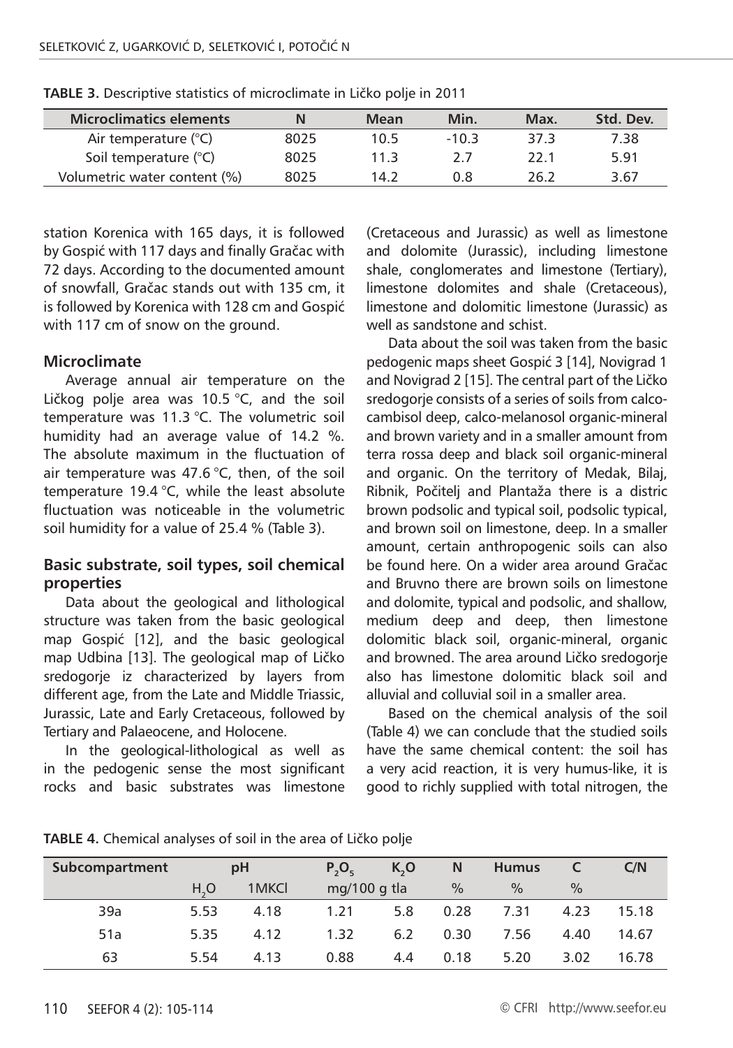**TABLE 3.** Descriptive statistics of microclimate in Ličko polje in 2011

| Microclimatics elements | N | Mean | Min. | Max. | Std. Dev. |
|---|---|---|---|---|---|
| Air temperature (°C) | 8025 | 10.5 | -10.3 | 37.3 | 7.38 |
| Soil temperature (°C) | 8025 | 11.3 | 2.7 | 22.1 | 5.91 |
| Volumetric water content (%) | 8025 | 14.2 | 0.8 | 26.2 | 3.67 |

station Korenica with 165 days, it is followed by Gospić with 117 days and finally Gračac with 72 days. According to the documented amount of snowfall, Gračac stands out with 135 cm, it is followed by Korenica with 128 cm and Gospić with 117 cm of snow on the ground.

### Microclimate

Average annual air temperature on the Ličkog polje area was 10.5 °C, and the soil temperature was 11.3 °C. The volumetric soil humidity had an average value of 14.2 %. The absolute maximum in the fluctuation of air temperature was 47.6 °C, then, of the soil temperature 19.4 °C, while the least absolute fluctuation was noticeable in the volumetric soil humidity for a value of 25.4 % (Table 3).

### Basic substrate, soil types, soil chemical properties

Data about the geological and lithological structure was taken from the basic geological map Gospić [12], and the basic geological map Udbina [13]. The geological map of Ličko sredogorje iz characterized by layers from different age, from the Late and Middle Triassic, Jurassic, Late and Early Cretaceous, followed by Tertiary and Palaeocene, and Holocene.

In the geological-lithological as well as in the pedogenic sense the most significant rocks and basic substrates was limestone (Cretaceous and Jurassic) as well as limestone and dolomite (Jurassic), including limestone shale, conglomerates and limestone (Tertiary), limestone dolomites and shale (Cretaceous), limestone and dolomitic limestone (Jurassic) as well as sandstone and schist.

Data about the soil was taken from the basic pedogenic maps sheet Gospić 3 [14], Novigrad 1 and Novigrad 2 [15]. The central part of the Ličko sredogorje consists of a series of soils from calco-cambisol deep, calco-melanosol organic-mineral and brown variety and in a smaller amount from terra rossa deep and black soil organic-mineral and organic. On the territory of Medak, Bilaj, Ribnik, Počitelj and Plantaža there is a distric brown podsolic and typical soil, podsolic typical, and brown soil on limestone, deep. In a smaller amount, certain anthropogenic soils can also be found here. On a wider area around Gračac and Bruvno there are brown soils on limestone and dolomite, typical and podsolic, and shallow, medium deep and deep, then limestone dolomitic black soil, organic-mineral, organic and browned. The area around Ličko sredogorje also has limestone dolomitic black soil and alluvial and colluvial soil in a smaller area.

Based on the chemical analysis of the soil (Table 4) we can conclude that the studied soils have the same chemical content: the soil has a very acid reaction, it is very humus-like, it is good to richly supplied with total nitrogen, the

**TABLE 4.** Chemical analyses of soil in the area of Ličko polje

| Subcompartment | pH | | $P_2O_5$ | $K_2O$ | N | Humus | C | C/N |
|---|---|---|---|---|---|---|---|---|
| | $H_2O$ | 1MKCl | mg/100 g tla | | % | % | % | |
| 39a | 5.53 | 4.18 | 1.21 | 5.8 | 0.28 | 7.31 | 4.23 | 15.18 |
| 51a | 5.35 | 4.12 | 1.32 | 6.2 | 0.30 | 7.56 | 4.40 | 14.67 |
| 63 | 5.54 | 4.13 | 0.88 | 4.4 | 0.18 | 5.20 | 3.02 | 16.78 |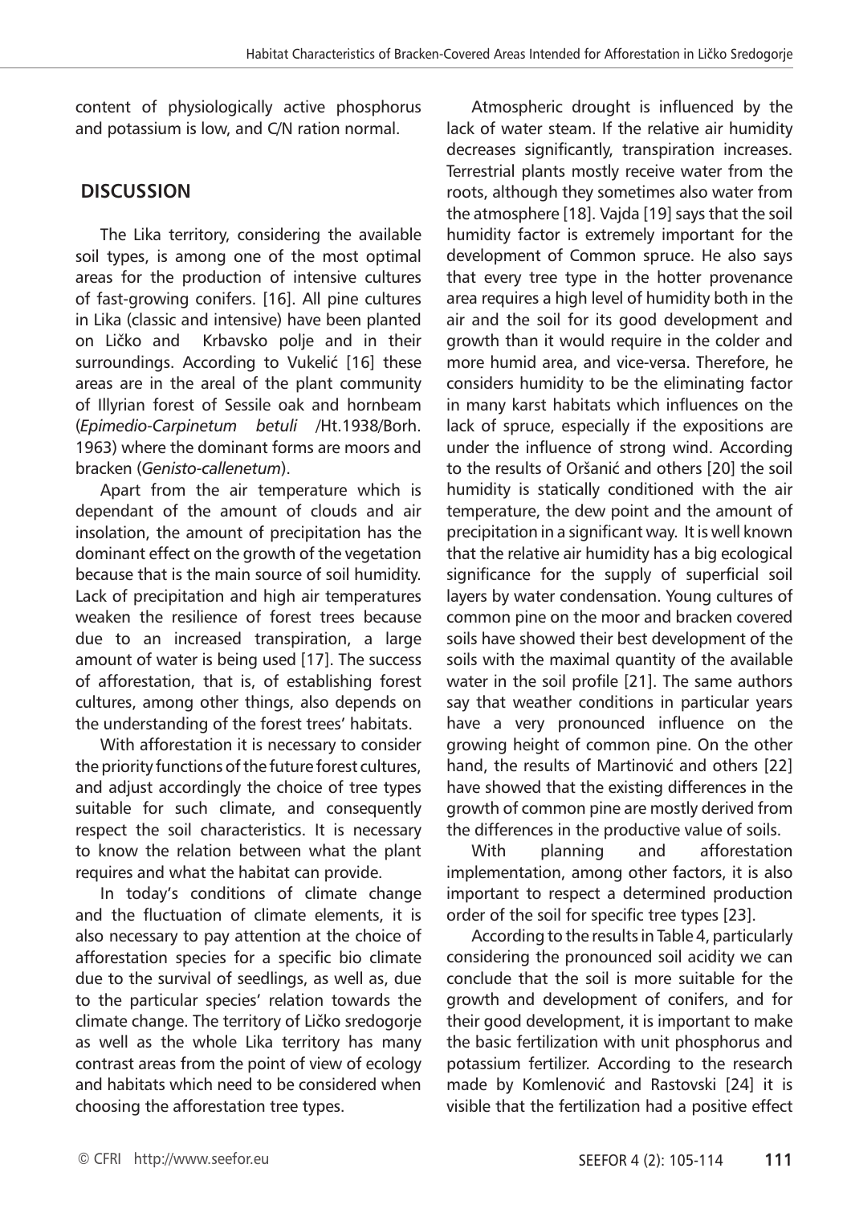content of physiologically active phosphorus and potassium is low, and C/N ration normal.

## DISCUSSION

The Lika territory, considering the available soil types, is among one of the most optimal areas for the production of intensive cultures of fast-growing conifers. [16]. All pine cultures in Lika (classic and intensive) have been planted on Ličko and Krbavsko polje and in their surroundings. According to Vukelić [16] these areas are in the areal of the plant community of Illyrian forest of Sessile oak and hornbeam (*Epimedio-Carpinetum betuli* /Ht.1938/Borh. 1963) where the dominant forms are moors and bracken (*Genisto-callenetum*).

Apart from the air temperature which is dependant of the amount of clouds and air insolation, the amount of precipitation has the dominant effect on the growth of the vegetation because that is the main source of soil humidity. Lack of precipitation and high air temperatures weaken the resilience of forest trees because due to an increased transpiration, a large amount of water is being used [17]. The success of afforestation, that is, of establishing forest cultures, among other things, also depends on the understanding of the forest trees' habitats.

With afforestation it is necessary to consider the priority functions of the future forest cultures, and adjust accordingly the choice of tree types suitable for such climate, and consequently respect the soil characteristics. It is necessary to know the relation between what the plant requires and what the habitat can provide.

In today's conditions of climate change and the fluctuation of climate elements, it is also necessary to pay attention at the choice of afforestation species for a specific bio climate due to the survival of seedlings, as well as, due to the particular species' relation towards the climate change. The territory of Ličko sredogorje as well as the whole Lika territory has many contrast areas from the point of view of ecology and habitats which need to be considered when choosing the afforestation tree types.

Atmospheric drought is influenced by the lack of water steam. If the relative air humidity decreases significantly, transpiration increases. Terrestrial plants mostly receive water from the roots, although they sometimes also water from the atmosphere [18]. Vajda [19] says that the soil humidity factor is extremely important for the development of Common spruce. He also says that every tree type in the hotter provenance area requires a high level of humidity both in the air and the soil for its good development and growth than it would require in the colder and more humid area, and vice-versa. Therefore, he considers humidity to be the eliminating factor in many karst habitats which influences on the lack of spruce, especially if the expositions are under the influence of strong wind. According to the results of Oršanić and others [20] the soil humidity is statically conditioned with the air temperature, the dew point and the amount of precipitation in a significant way. It is well known that the relative air humidity has a big ecological significance for the supply of superficial soil layers by water condensation. Young cultures of common pine on the moor and bracken covered soils have showed their best development of the soils with the maximal quantity of the available water in the soil profile [21]. The same authors say that weather conditions in particular years have a very pronounced influence on the growing height of common pine. On the other hand, the results of Martinović and others [22] have showed that the existing differences in the growth of common pine are mostly derived from the differences in the productive value of soils.

With planning and afforestation implementation, among other factors, it is also important to respect a determined production order of the soil for specific tree types [23].

According to the results in Table 4, particularly considering the pronounced soil acidity we can conclude that the soil is more suitable for the growth and development of conifers, and for their good development, it is important to make the basic fertilization with unit phosphorus and potassium fertilizer. According to the research made by Komlenović and Rastovski [24] it is visible that the fertilization had a positive effect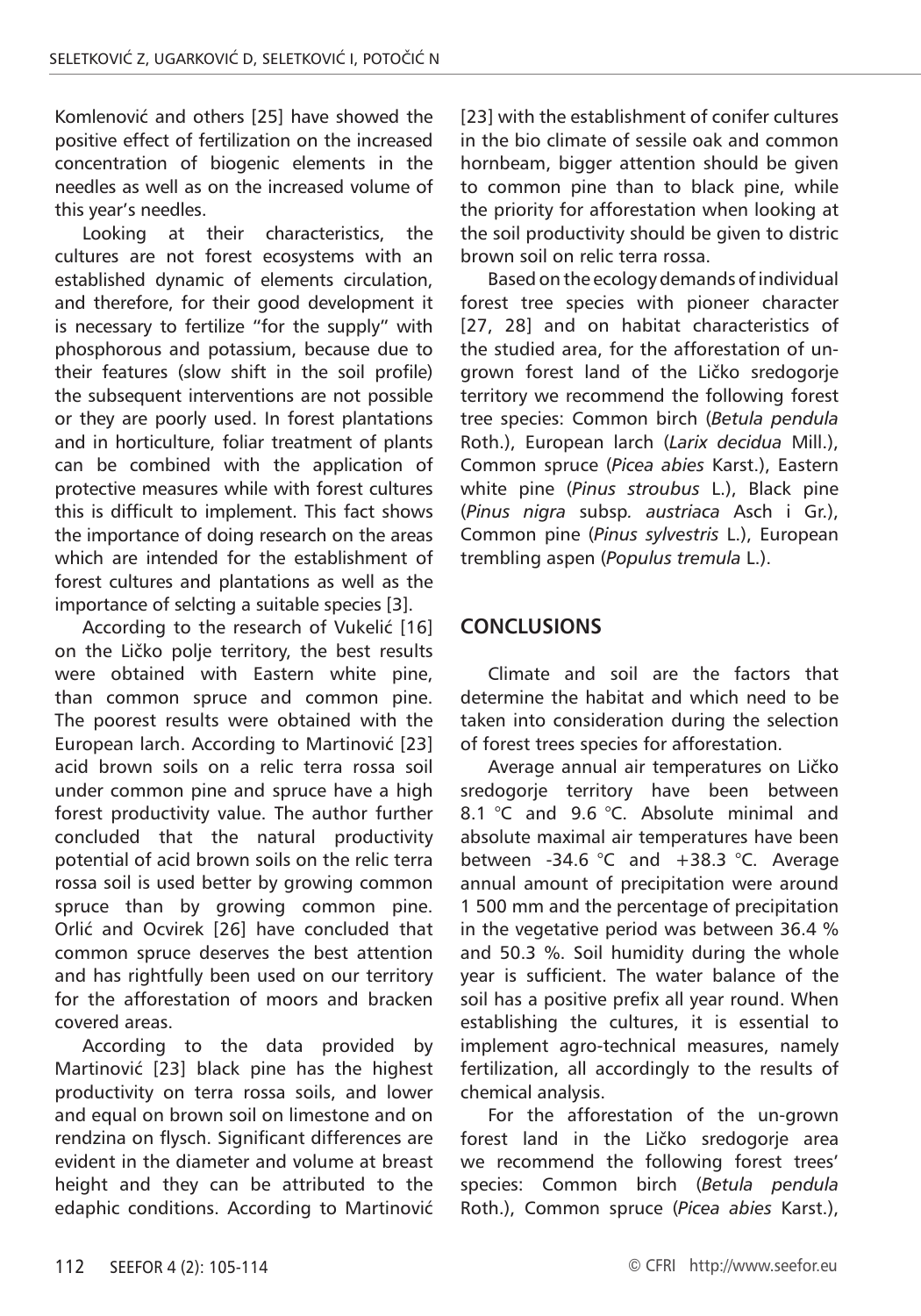Komlenović and others [25] have showed the positive effect of fertilization on the increased concentration of biogenic elements in the needles as well as on the increased volume of this year's needles.

Looking at their characteristics, the cultures are not forest ecosystems with an established dynamic of elements circulation, and therefore, for their good development it is necessary to fertilize "for the supply" with phosphorous and potassium, because due to their features (slow shift in the soil profile) the subsequent interventions are not possible or they are poorly used. In forest plantations and in horticulture, foliar treatment of plants can be combined with the application of protective measures while with forest cultures this is difficult to implement. This fact shows the importance of doing research on the areas which are intended for the establishment of forest cultures and plantations as well as the importance of selcting a suitable species [3].

According to the research of Vukelić [16] on the Ličko polje territory, the best results were obtained with Eastern white pine, than common spruce and common pine. The poorest results were obtained with the European larch. According to Martinović [23] acid brown soils on a relic terra rossa soil under common pine and spruce have a high forest productivity value. The author further concluded that the natural productivity potential of acid brown soils on the relic terra rossa soil is used better by growing common spruce than by growing common pine. Orlić and Ocvirek [26] have concluded that common spruce deserves the best attention and has rightfully been used on our territory for the afforestation of moors and bracken covered areas.

According to the data provided by Martinović [23] black pine has the highest productivity on terra rossa soils, and lower and equal on brown soil on limestone and on rendzina on flysch. Significant differences are evident in the diameter and volume at breast height and they can be attributed to the edaphic conditions. According to Martinović [23] with the establishment of conifer cultures in the bio climate of sessile oak and common hornbeam, bigger attention should be given to common pine than to black pine, while the priority for afforestation when looking at the soil productivity should be given to distric brown soil on relic terra rossa.

Based on the ecology demands of individual forest tree species with pioneer character [27, 28] and on habitat characteristics of the studied area, for the afforestation of un-grown forest land of the Ličko sredogorje territory we recommend the following forest tree species: Common birch (*Betula pendula* Roth.), European larch (*Larix decidua* Mill.), Common spruce (*Picea abies* Karst.), Eastern white pine (*Pinus stroubus* L.), Black pine (*Pinus nigra* subsp*. austriaca* Asch i Gr.), Common pine (*Pinus sylvestris* L.), European trembling aspen (*Populus tremula* L.).

## CONCLUSIONS

Climate and soil are the factors that determine the habitat and which need to be taken into consideration during the selection of forest trees species for afforestation.

Average annual air temperatures on Ličko sredogorje territory have been between 8.1 °C and 9.6 °C. Absolute minimal and absolute maximal air temperatures have been between -34.6 °C and +38.3 °C. Average annual amount of precipitation were around 1 500 mm and the percentage of precipitation in the vegetative period was between 36.4 % and 50.3 %. Soil humidity during the whole year is sufficient. The water balance of the soil has a positive prefix all year round. When establishing the cultures, it is essential to implement agro-technical measures, namely fertilization, all accordingly to the results of chemical analysis.

For the afforestation of the un-grown forest land in the Ličko sredogorje area we recommend the following forest trees' species: Common birch (*Betula pendula* Roth.), Common spruce (*Picea abies* Karst.),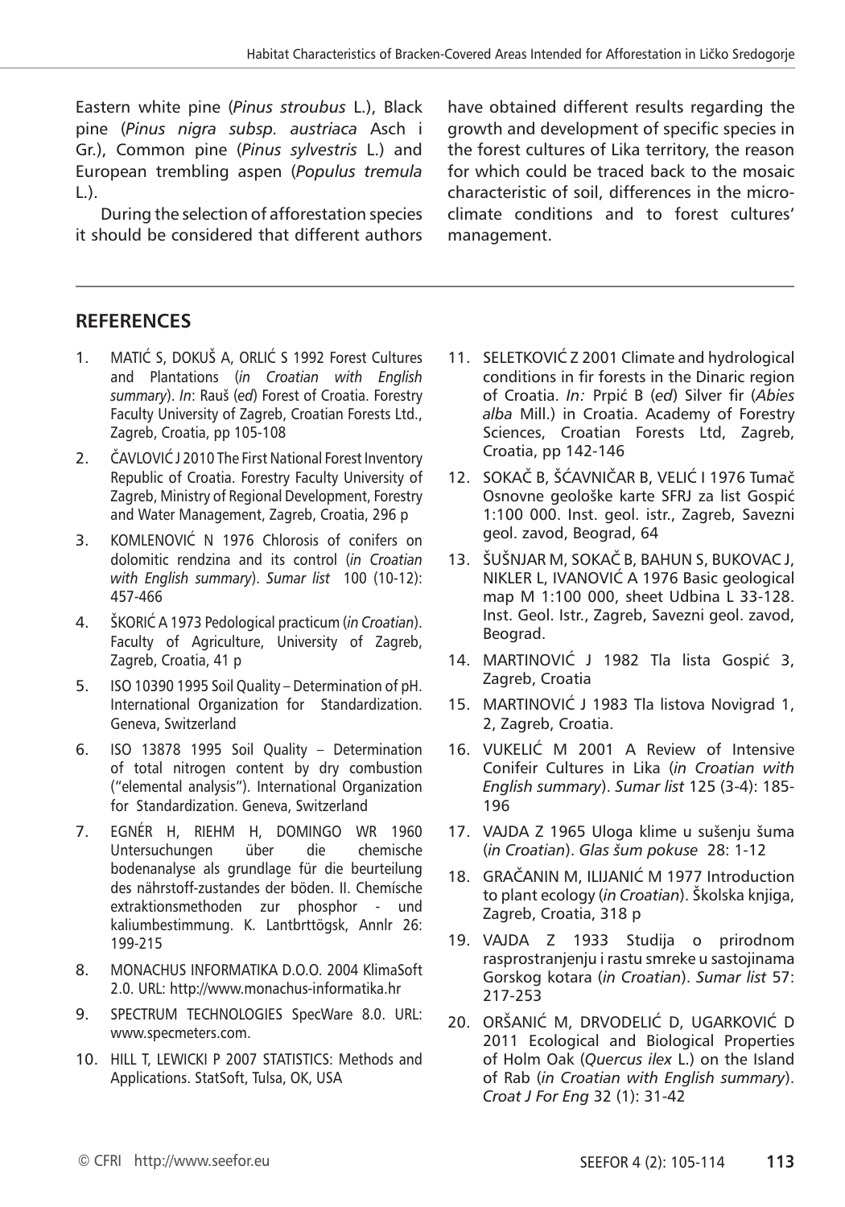Eastern white pine (*Pinus stroubus* L.), Black pine (*Pinus nigra subsp. austriaca* Asch i Gr.), Common pine (*Pinus sylvestris* L.) and European trembling aspen (*Populus tremula* L.).

During the selection of afforestation species it should be considered that different authors have obtained different results regarding the growth and development of specific species in the forest cultures of Lika territory, the reason for which could be traced back to the mosaic characteristic of soil, differences in the micro-climate conditions and to forest cultures' management.

## REFERENCES

1. MATIĆ S, DOKUŠ A, ORLIĆ S 1992 Forest Cultures and Plantations (*in Croatian with English summary*). *In*: Rauš (*ed*) Forest of Croatia. Forestry Faculty University of Zagreb, Croatian Forests Ltd., Zagreb, Croatia, pp 105-108
2. ČAVLOVIĆ J 2010 The First National Forest Inventory Republic of Croatia. Forestry Faculty University of Zagreb, Ministry of Regional Development, Forestry and Water Management, Zagreb, Croatia, 296 p
3. KOMLENOVIĆ N 1976 Chlorosis of conifers on dolomitic rendzina and its control (*in Croatian with English summary*). *Sumar list* 100 (10-12): 457-466
4. ŠKORIĆ A 1973 Pedological practicum (*in Croatian*). Faculty of Agriculture, University of Zagreb, Zagreb, Croatia, 41 p
5. ISO 10390 1995 Soil Quality – Determination of pH. International Organization for Standardization. Geneva, Switzerland
6. ISO 13878 1995 Soil Quality – Determination of total nitrogen content by dry combustion ("elemental analysis"). International Organization for Standardization. Geneva, Switzerland
7. EGNÉR H, RIEHM H, DOMINGO WR 1960 Untersuchungen über die chemische bodenanalyse als grundlage für die beurteilung des nährstoff-zustandes der böden. II. Chemísche extraktionsmethoden zur phosphor - und kaliumbestimmung. K. Lantbrttögsk, Annlr 26: 199-215
8. MONACHUS INFORMATIKA D.O.O. 2004 KlimaSoft 2.0. URL: http://www.monachus-informatika.hr
9. SPECTRUM TECHNOLOGIES SpecWare 8.0. URL: www.specmeters.com.
10. HILL T, LEWICKI P 2007 STATISTICS: Methods and Applications. StatSoft, Tulsa, OK, USA
11. SELETKOVIĆ Z 2001 Climate and hydrological conditions in fir forests in the Dinaric region of Croatia. *In:* Prpić B (*ed*) Silver fir (*Abies alba* Mill.) in Croatia. Academy of Forestry Sciences, Croatian Forests Ltd, Zagreb, Croatia, pp 142-146
12. SOKAČ B, ŠĆAVNIČAR B, VELIĆ I 1976 Tumač Osnovne geološke karte SFRJ za list Gospić 1:100 000. Inst. geol. istr., Zagreb, Savezni geol. zavod, Beograd, 64
13. ŠUŠNJAR M, SOKAČ B, BAHUN S, BUKOVAC J, NIKLER L, IVANOVIĆ A 1976 Basic geological map M 1:100 000, sheet Udbina L 33-128. Inst. Geol. Istr., Zagreb, Savezni geol. zavod, Beograd.
14. MARTINOVIĆ J 1982 Tla lista Gospić 3, Zagreb, Croatia
15. MARTINOVIĆ J 1983 Tla listova Novigrad 1, 2, Zagreb, Croatia.
16. VUKELIĆ M 2001 A Review of Intensive Conifeir Cultures in Lika (*in Croatian with English summary*). *Sumar list* 125 (3-4): 185-196
17. VAJDA Z 1965 Uloga klime u sušenju šuma (*in Croatian*). *Glas šum pokuse* 28: 1-12
18. GRAČANIN M, ILIJANIĆ M 1977 Introduction to plant ecology (*in Croatian*). Školska knjiga, Zagreb, Croatia, 318 p
19. VAJDA Z 1933 Studija o prirodnom rasprostranjenju i rastu smreke u sastojinama Gorskog kotara (*in Croatian*). *Sumar list* 57: 217-253
20. ORŠANIĆ M, DRVODELIĆ D, UGARKOVIĆ D 2011 Ecological and Biological Properties of Holm Oak (*Quercus ilex* L.) on the Island of Rab (*in Croatian with English summary*). *Croat J For Eng* 32 (1): 31-42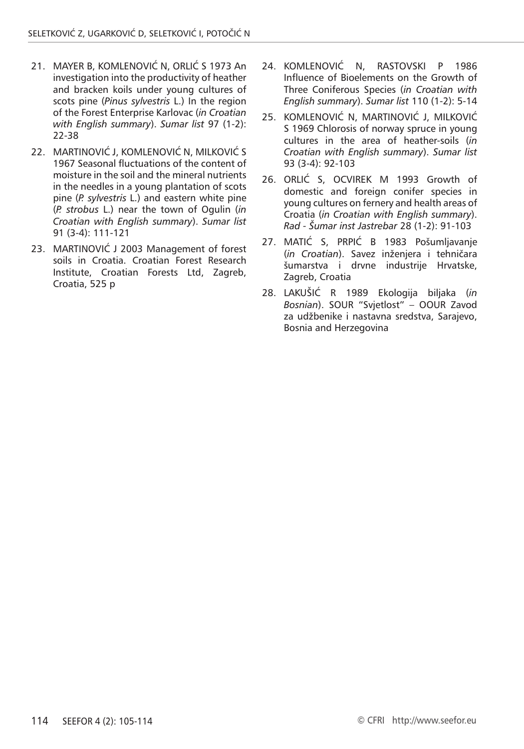21. MAYER B, KOMLENOVIĆ N, ORLIĆ S 1973 An investigation into the productivity of heather and bracken koils under young cultures of scots pine (*Pinus sylvestris* L.) In the region of the Forest Enterprise Karlovac (*in Croatian with English summary*). *Sumar list* 97 (1-2): 22-38
22. MARTINOVIĆ J, KOMLENOVIĆ N, MILKOVIĆ S 1967 Seasonal fluctuations of the content of moisture in the soil and the mineral nutrients in the needles in a young plantation of scots pine (*P. sylvestris* L.) and eastern white pine (*P. strobus* L.) near the town of Ogulin (*in Croatian with English summary*). *Sumar list* 91 (3-4): 111-121
23. MARTINOVIĆ J 2003 Management of forest soils in Croatia. Croatian Forest Research Institute, Croatian Forests Ltd, Zagreb, Croatia, 525 p
24. KOMLENOVIĆ N, RASTOVSKI P 1986 Influence of Bioelements on the Growth of Three Coniferous Species (*in Croatian with English summary*). *Sumar list* 110 (1-2): 5-14
25. KOMLENOVIĆ N, MARTINOVIĆ J, MILKOVIĆ S 1969 Chlorosis of norway spruce in young cultures in the area of heather-soils (*in Croatian with English summary*). *Sumar list* 93 (3-4): 92-103
26. ORLIĆ S, OCVIREK M 1993 Growth of domestic and foreign conifer species in young cultures on fernery and health areas of Croatia (*in Croatian with English summary*). *Rad - Šumar inst Jastrebar* 28 (1-2): 91-103
27. MATIĆ S, PRPIĆ B 1983 Pošumljavanje (*in Croatian*). Savez inženjera i tehničara šumarstva i drvne industrije Hrvatske, Zagreb, Croatia
28. LAKUŠIĆ R 1989 Ekologija biljaka (*in Bosnian*). SOUR "Svjetlost" – OOUR Zavod za udžbenike i nastavna sredstva, Sarajevo, Bosnia and Herzegovina